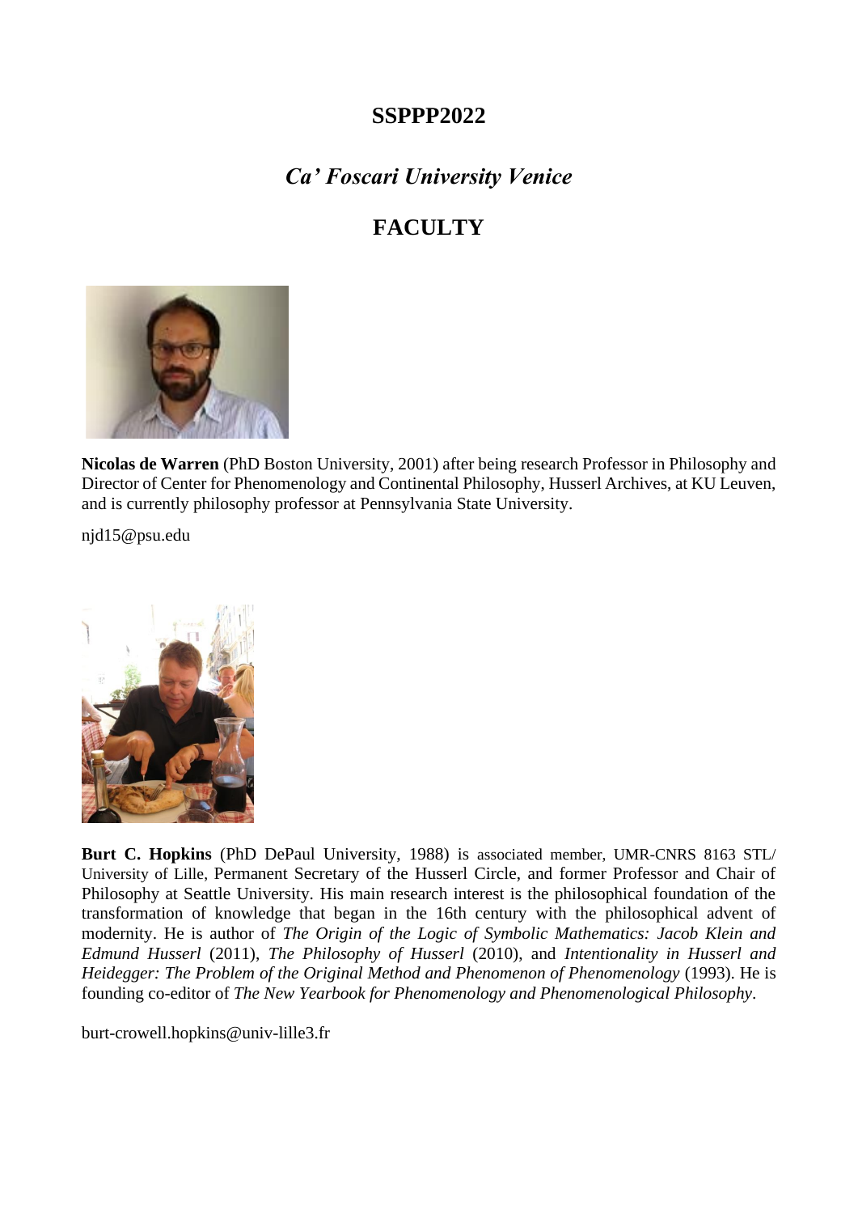# SSPPP2022

## *Ca' Foscari University Venice*

## FACULTY

**Nicolas de Warren** (PhD Boston University, 2001) after being research Professor in Philosophy and Director of Center for Phenomenology and Continental Philosophy, Husserl Archives, at KU Leuven, and is currently philosophy professor at Pennsylvania State University.

njd15@psu.edu

**Burt C. Hopkins** (PhD DePaul University, 1988) is associated member, UMR-CNRS 8163 STL/ University of Lille, Permanent Secretary of the Husserl Circle, and former Professor and Chair of Philosophy at Seattle University. His main research interest is the philosophical foundation of the transformation of knowledge that began in the 16th century with the philosophical advent of modernity. He is author of *The Origin of the Logic of Symbolic Mathematics: Jacob Klein and Edmund Husserl* (2011), *The Philosophy of Husserl* (2010), and *Intentionality in Husserl and Heidegger: The Problem of the Original Method and Phenomenon of Phenomenology* (1993). He is founding co-editor of *The New Yearbook for Phenomenology and Phenomenological Philosophy*.

burt-crowell.hopkins@univ-lille3.fr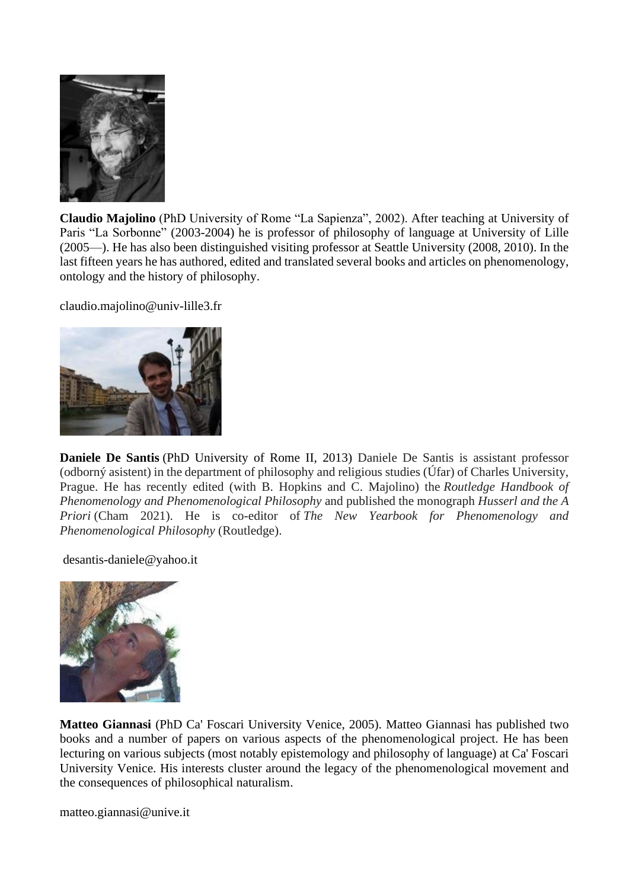**Claudio Majolino** (PhD University of Rome "La Sapienza", 2002). After teaching at University of Paris "La Sorbonne" (2003-2004) he is professor of philosophy of language at University of Lille (2005—). He has also been distinguished visiting professor at Seattle University (2008, 2010). In the last fifteen years he has authored, edited and translated several books and articles on phenomenology, ontology and the history of philosophy.

claudio.majolino@univ-lille3.fr

**Daniele De Santis** (PhD University of Rome II, 2013) Daniele De Santis is assistant professor (odborný asistent) in the department of philosophy and religious studies (Úfar) of Charles University, Prague. He has recently edited (with B. Hopkins and C. Majolino) the *Routledge Handbook of Phenomenology and Phenomenological Philosophy* and published the monograph *Husserl and the A Priori* (Cham 2021). He is co-editor of *The New Yearbook for Phenomenology and Phenomenological Philosophy* (Routledge).

desantis-daniele@yahoo.it

**Matteo Giannasi** (PhD Ca' Foscari University Venice, 2005). Matteo Giannasi has published two books and a number of papers on various aspects of the phenomenological project. He has been lecturing on various subjects (most notably epistemology and philosophy of language) at Ca' Foscari University Venice. His interests cluster around the legacy of the phenomenological movement and the consequences of philosophical naturalism.

matteo.giannasi@unive.it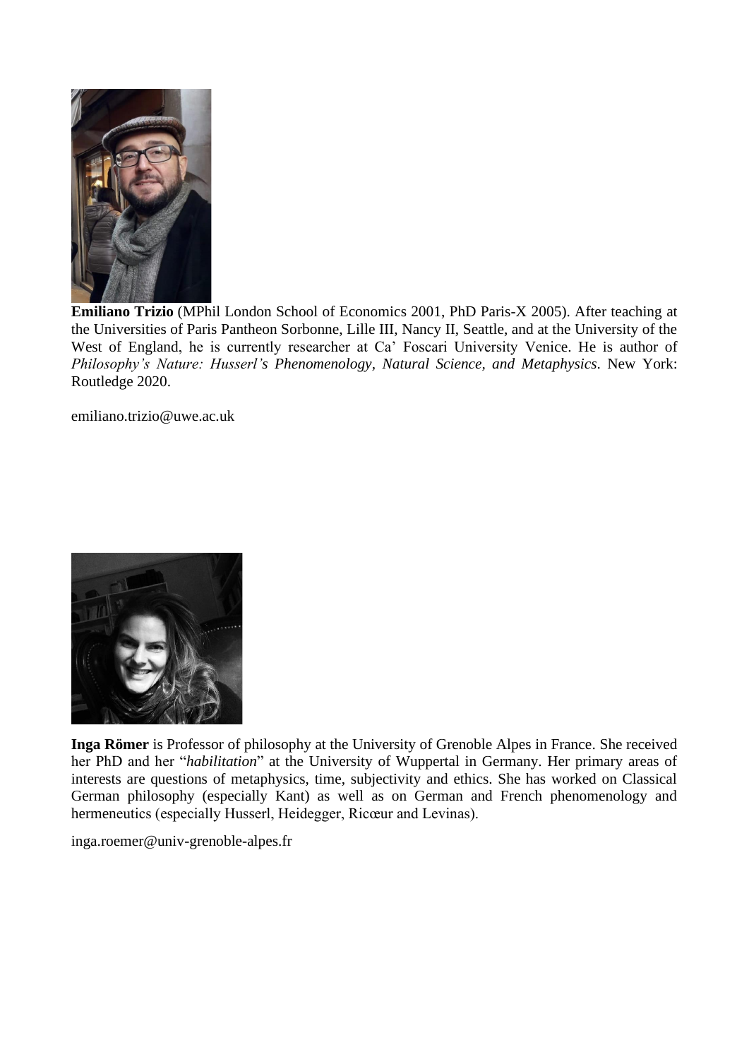**Emiliano Trizio** (MPhil London School of Economics 2001, PhD Paris-X 2005). After teaching at the Universities of Paris Pantheon Sorbonne, Lille III, Nancy II, Seattle, and at the University of the West of England, he is currently researcher at Ca' Foscari University Venice. He is author of *Philosophy's Nature: Husserl's Phenomenology, Natural Science, and Metaphysics*. New York: Routledge 2020.

emiliano.trizio@uwe.ac.uk

**Inga Römer** is Professor of philosophy at the University of Grenoble Alpes in France. She received her PhD and her "*habilitation*" at the University of Wuppertal in Germany. Her primary areas of interests are questions of metaphysics, time, subjectivity and ethics. She has worked on Classical German philosophy (especially Kant) as well as on German and French phenomenology and hermeneutics (especially Husserl, Heidegger, Ricœur and Levinas).

inga.roemer@univ-grenoble-alpes.fr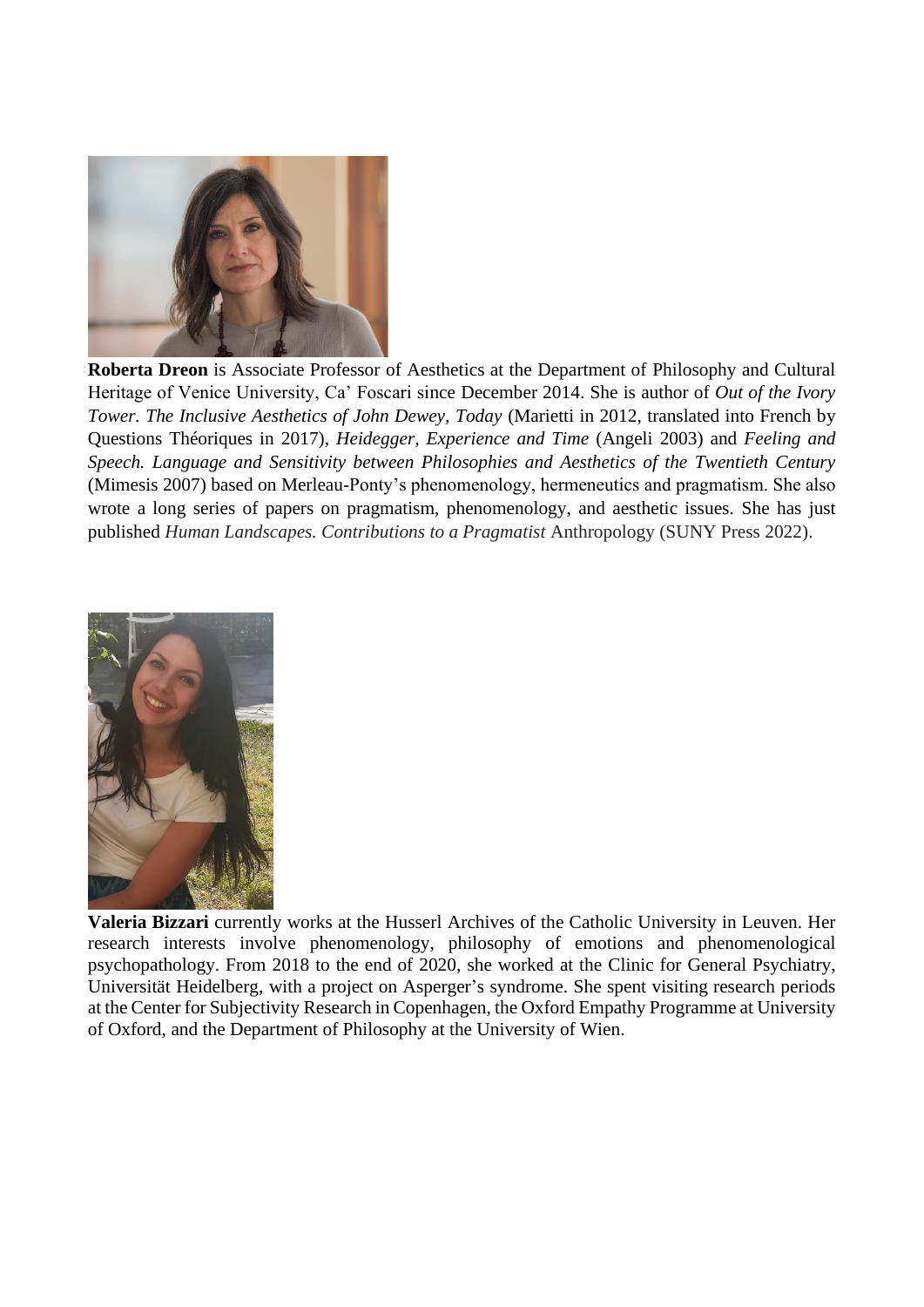**Roberta Dreon** is Associate Professor of Aesthetics at the Department of Philosophy and Cultural Heritage of Venice University, Ca' Foscari since December 2014. She is author of *Out of the Ivory Tower. The Inclusive Aesthetics of John Dewey, Today* (Marietti in 2012, translated into French by Questions Théoriques in 2017), *Heidegger, Experience and Time* (Angeli 2003) and *Feeling and Speech. Language and Sensitivity between Philosophies and Aesthetics of the Twentieth Century* (Mimesis 2007) based on Merleau-Ponty's phenomenology, hermeneutics and pragmatism. She also wrote a long series of papers on pragmatism, phenomenology, and aesthetic issues. She has just published *Human Landscapes. Contributions to a Pragmatist* Anthropology (SUNY Press 2022).

**Valeria Bizzari** currently works at the Husserl Archives of the Catholic University in Leuven. Her research interests involve phenomenology, philosophy of emotions and phenomenological psychopathology. From 2018 to the end of 2020, she worked at the Clinic for General Psychiatry, Universität Heidelberg, with a project on Asperger's syndrome. She spent visiting research periods at the Center for Subjectivity Research in Copenhagen, the Oxford Empathy Programme at University of Oxford, and the Department of Philosophy at the University of Wien.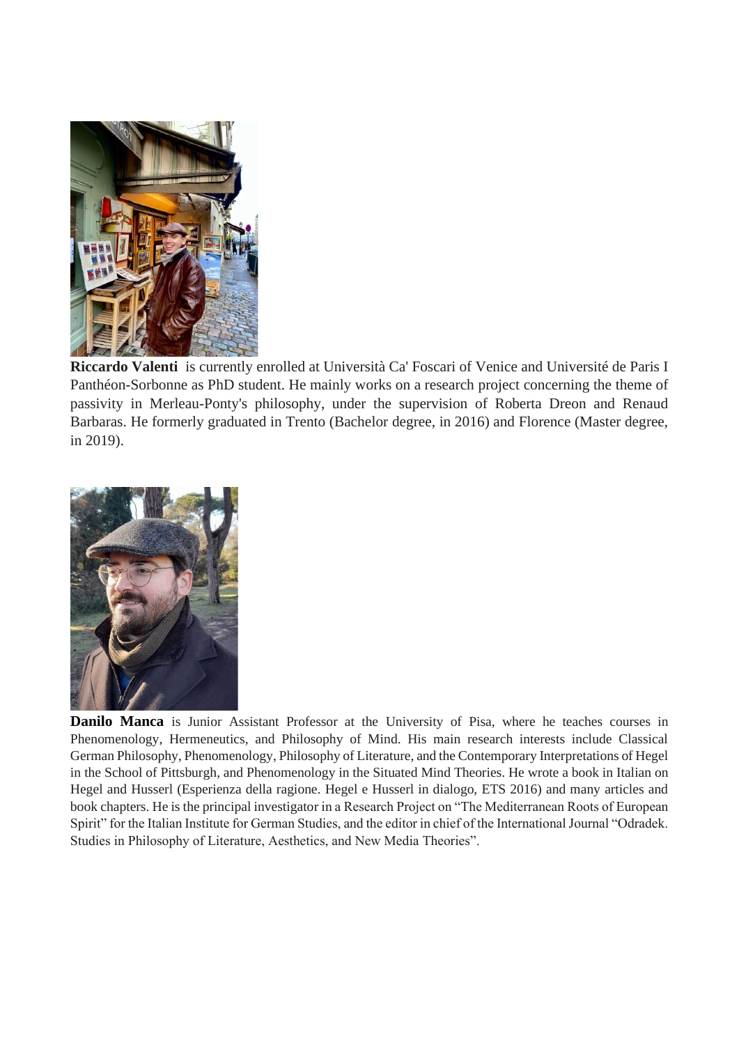**Riccardo Valenti** is currently enrolled at Università Ca' Foscari of Venice and Université de Paris I Panthéon-Sorbonne as PhD student. He mainly works on a research project concerning the theme of passivity in Merleau-Ponty's philosophy, under the supervision of Roberta Dreon and Renaud Barbaras. He formerly graduated in Trento (Bachelor degree, in 2016) and Florence (Master degree, in 2019).

**Danilo Manca** is Junior Assistant Professor at the University of Pisa, where he teaches courses in Phenomenology, Hermeneutics, and Philosophy of Mind. His main research interests include Classical German Philosophy, Phenomenology, Philosophy of Literature, and the Contemporary Interpretations of Hegel in the School of Pittsburgh, and Phenomenology in the Situated Mind Theories. He wrote a book in Italian on Hegel and Husserl (Esperienza della ragione. Hegel e Husserl in dialogo, ETS 2016) and many articles and book chapters. He is the principal investigator in a Research Project on "The Mediterranean Roots of European Spirit" for the Italian Institute for German Studies, and the editor in chief of the International Journal "Odradek. Studies in Philosophy of Literature, Aesthetics, and New Media Theories".